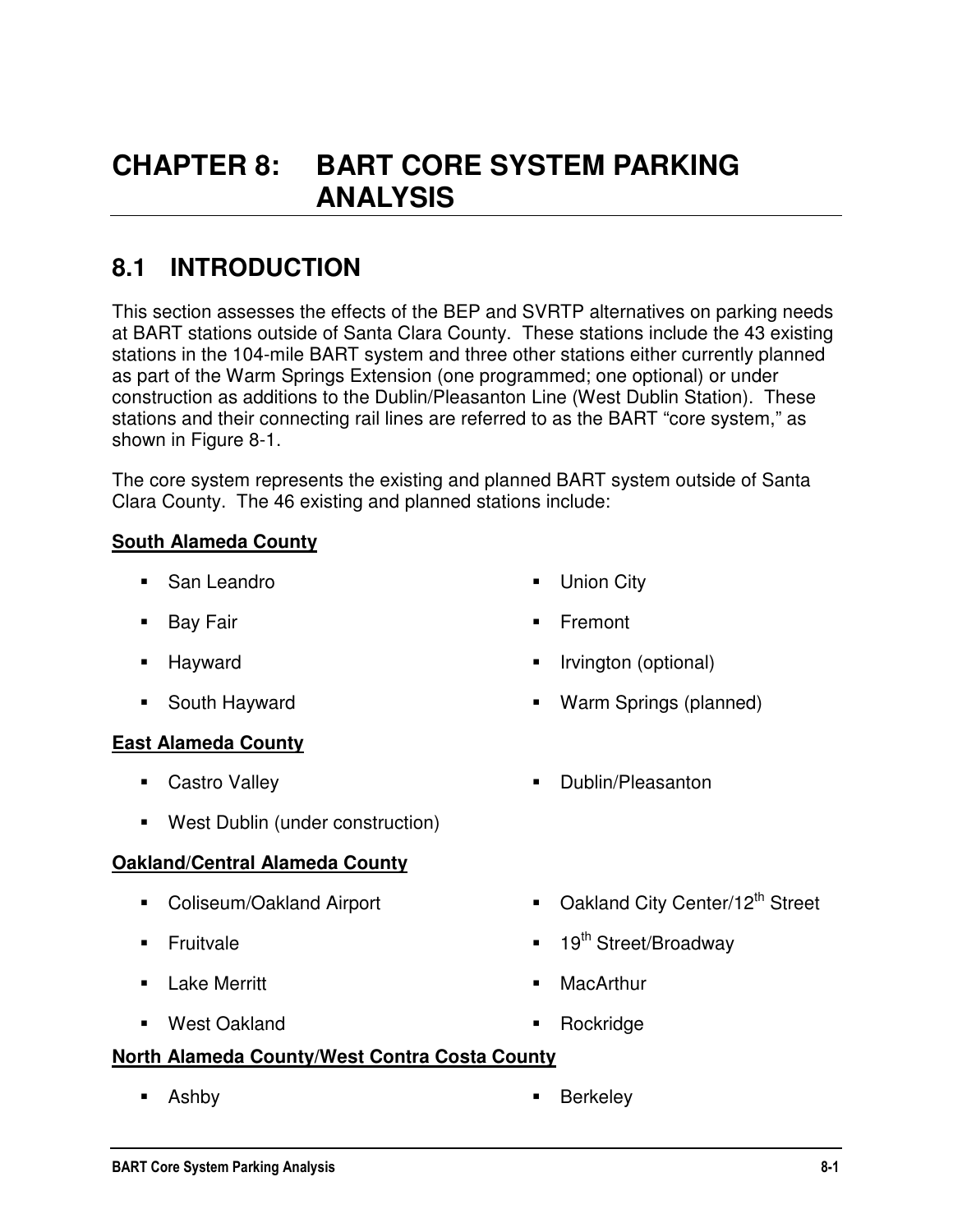# CHAPTER 8: BART CORE SYSTEM PARKING ANALYSIS

## 8.1 INTRODUCTION

This section assesses the effects of the BEP and SVRTP alternatives on parking needs at BART stations outside of Santa Clara County. These stations include the 43 existing stations in the 104-mile BART system and three other stations either currently planned as part of the Warm Springs Extension (one programmed; one optional) or under construction as additions to the Dublin/Pleasanton Line (West Dublin Station). These stations and their connecting rail lines are referred to as the BART "core system," as shown in Figure 8-1.

The core system represents the existing and planned BART system outside of Santa Clara County. The 46 existing and planned stations include:

**South Alameda County**

- San Leandro
- Bay Fair
- Hayward
- South Hayward
- Union City
- Fremont
- Irvington (optional)
- Warm Springs (planned)

**East Alameda County**

- Castro Valley
- West Dublin (under construction)
- Dublin/Pleasanton

**Oakland/Central Alameda County**

- Coliseum/Oakland Airport
- Fruitvale
- Lake Merritt
- West Oakland
- Oakland City Center/12th Street
- 19th Street/Broadway
- MacArthur
- Rockridge

**North Alameda County/West Contra Costa County**

- Ashby
- Berkeley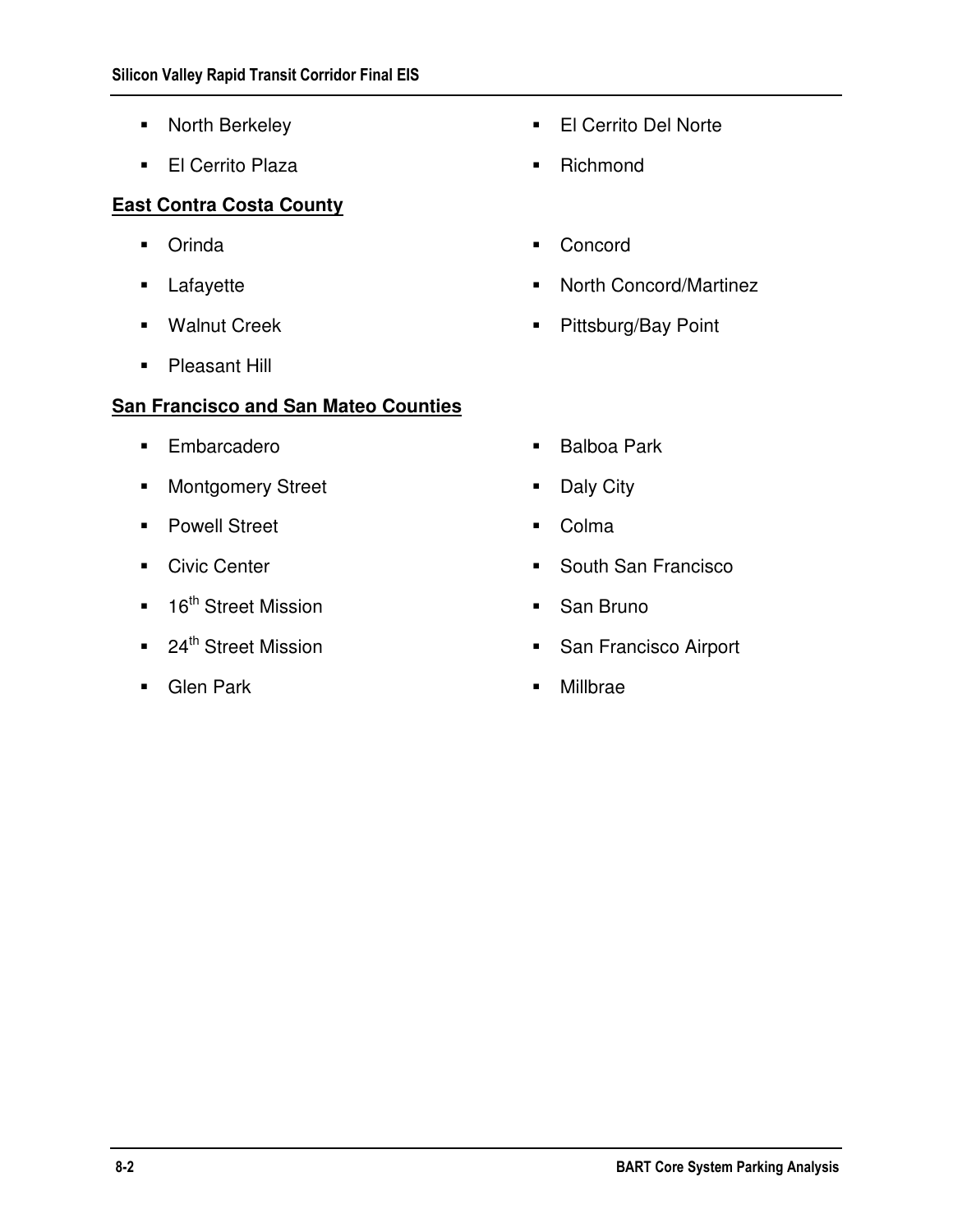- North Berkeley
- El Cerrito Plaza
- El Cerrito Del Norte
- Richmond

**<u>East Contra Costa County</u>**

- Orinda
- Lafayette
- Walnut Creek
- Pleasant Hill
- Concord
- North Concord/Martinez
- Pittsburg/Bay Point

**<u>San Francisco and San Mateo Counties</u>**

- Embarcadero
- Montgomery Street
- Powell Street
- Civic Center
- 16th Street Mission
- 24th Street Mission
- Glen Park
- Balboa Park
- Daly City
- Colma
- South San Francisco
- San Bruno
- San Francisco Airport
- Millbrae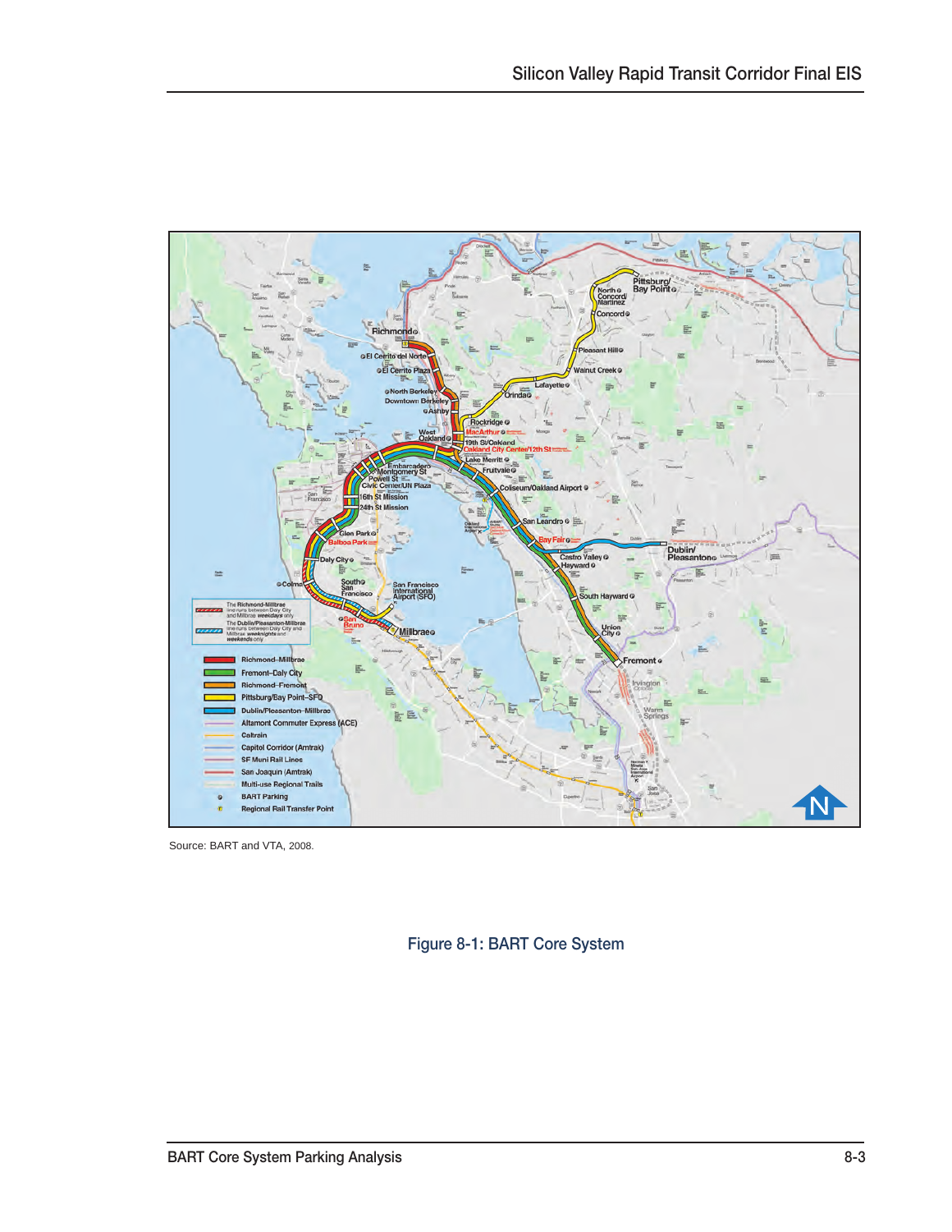Source: BART and VTA, 2008.

Figure 8-1: BART Core System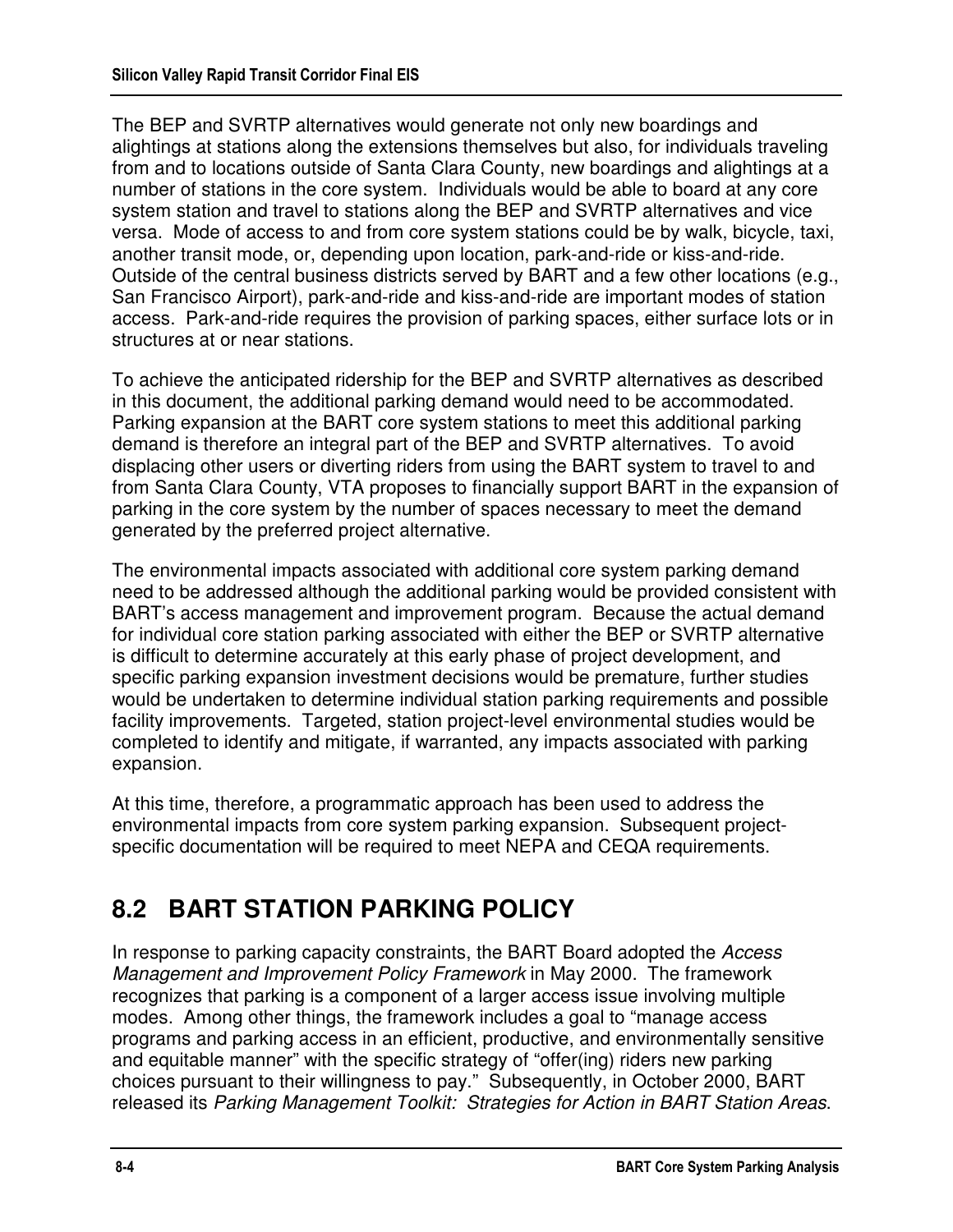The BEP and SVRTP alternatives would generate not only new boardings and alightings at stations along the extensions themselves but also, for individuals traveling from and to locations outside of Santa Clara County, new boardings and alightings at a number of stations in the core system. Individuals would be able to board at any core system station and travel to stations along the BEP and SVRTP alternatives and vice versa. Mode of access to and from core system stations could be by walk, bicycle, taxi, another transit mode, or, depending upon location, park-and-ride or kiss-and-ride. Outside of the central business districts served by BART and a few other locations (e.g., San Francisco Airport), park-and-ride and kiss-and-ride are important modes of station access. Park-and-ride requires the provision of parking spaces, either surface lots or in structures at or near stations.

To achieve the anticipated ridership for the BEP and SVRTP alternatives as described in this document, the additional parking demand would need to be accommodated. Parking expansion at the BART core system stations to meet this additional parking demand is therefore an integral part of the BEP and SVRTP alternatives. To avoid displacing other users or diverting riders from using the BART system to travel to and from Santa Clara County, VTA proposes to financially support BART in the expansion of parking in the core system by the number of spaces necessary to meet the demand generated by the preferred project alternative.

The environmental impacts associated with additional core system parking demand need to be addressed although the additional parking would be provided consistent with BART's access management and improvement program. Because the actual demand for individual core station parking associated with either the BEP or SVRTP alternative is difficult to determine accurately at this early phase of project development, and specific parking expansion investment decisions would be premature, further studies would be undertaken to determine individual station parking requirements and possible facility improvements. Targeted, station project-level environmental studies would be completed to identify and mitigate, if warranted, any impacts associated with parking expansion.

At this time, therefore, a programmatic approach has been used to address the environmental impacts from core system parking expansion. Subsequent project-specific documentation will be required to meet NEPA and CEQA requirements.

## 8.2 BART STATION PARKING POLICY

In response to parking capacity constraints, the BART Board adopted the *Access Management and Improvement Policy Framework* in May 2000. The framework recognizes that parking is a component of a larger access issue involving multiple modes. Among other things, the framework includes a goal to "manage access programs and parking access in an efficient, productive, and environmentally sensitive and equitable manner" with the specific strategy of "offer(ing) riders new parking choices pursuant to their willingness to pay." Subsequently, in October 2000, BART released its *Parking Management Toolkit: Strategies for Action in BART Station Areas*.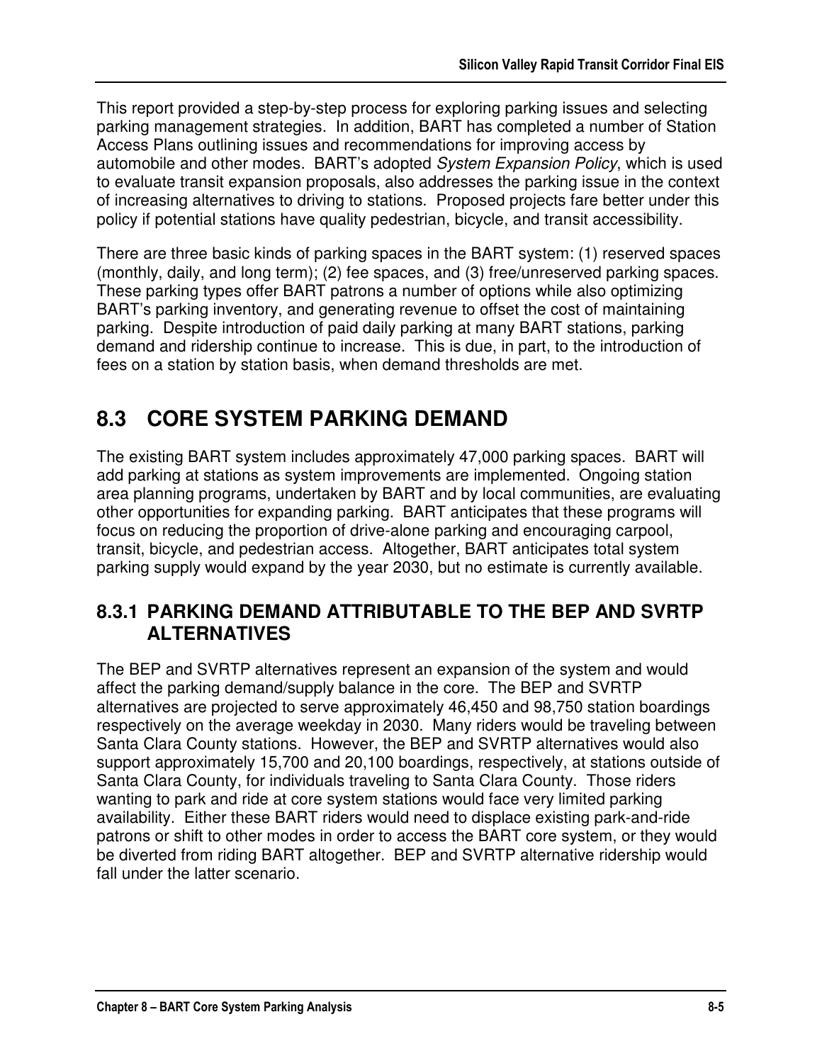This report provided a step-by-step process for exploring parking issues and selecting parking management strategies. In addition, BART has completed a number of Station Access Plans outlining issues and recommendations for improving access by automobile and other modes. BART's adopted *System Expansion Policy*, which is used to evaluate transit expansion proposals, also addresses the parking issue in the context of increasing alternatives to driving to stations. Proposed projects fare better under this policy if potential stations have quality pedestrian, bicycle, and transit accessibility.

There are three basic kinds of parking spaces in the BART system: (1) reserved spaces (monthly, daily, and long term); (2) fee spaces, and (3) free/unreserved parking spaces. These parking types offer BART patrons a number of options while also optimizing BART's parking inventory, and generating revenue to offset the cost of maintaining parking. Despite introduction of paid daily parking at many BART stations, parking demand and ridership continue to increase. This is due, in part, to the introduction of fees on a station by station basis, when demand thresholds are met.

## 8.3 CORE SYSTEM PARKING DEMAND

The existing BART system includes approximately 47,000 parking spaces. BART will add parking at stations as system improvements are implemented. Ongoing station area planning programs, undertaken by BART and by local communities, are evaluating other opportunities for expanding parking. BART anticipates that these programs will focus on reducing the proportion of drive-alone parking and encouraging carpool, transit, bicycle, and pedestrian access. Altogether, BART anticipates total system parking supply would expand by the year 2030, but no estimate is currently available.

### 8.3.1 PARKING DEMAND ATTRIBUTABLE TO THE BEP AND SVRTP ALTERNATIVES

The BEP and SVRTP alternatives represent an expansion of the system and would affect the parking demand/supply balance in the core. The BEP and SVRTP alternatives are projected to serve approximately 46,450 and 98,750 station boardings respectively on the average weekday in 2030. Many riders would be traveling between Santa Clara County stations. However, the BEP and SVRTP alternatives would also support approximately 15,700 and 20,100 boardings, respectively, at stations outside of Santa Clara County, for individuals traveling to Santa Clara County. Those riders wanting to park and ride at core system stations would face very limited parking availability. Either these BART riders would need to displace existing park-and-ride patrons or shift to other modes in order to access the BART core system, or they would be diverted from riding BART altogether. BEP and SVRTP alternative ridership would fall under the latter scenario.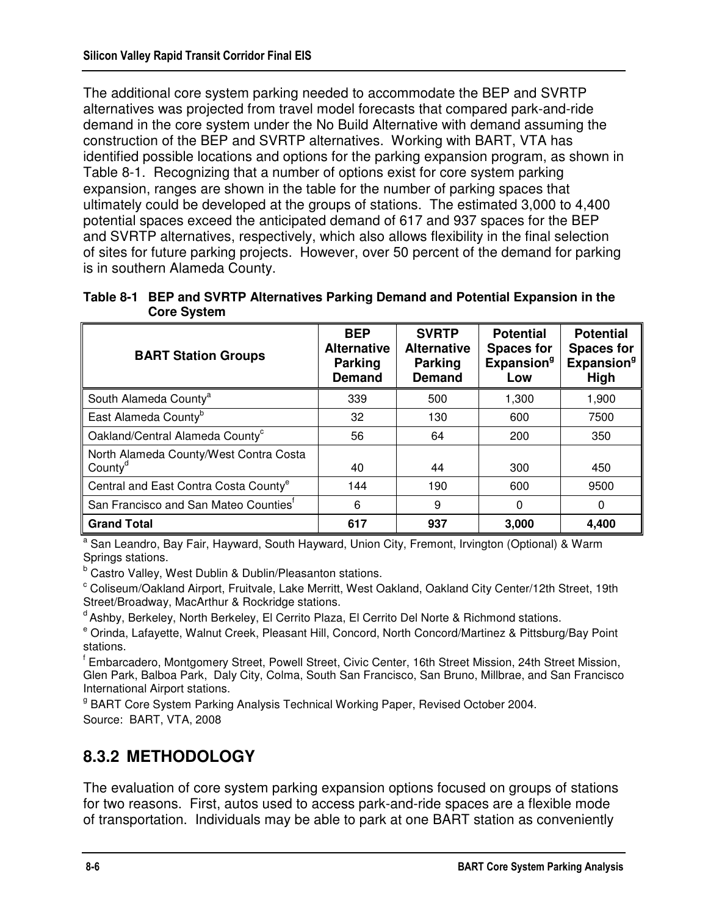The additional core system parking needed to accommodate the BEP and SVRTP alternatives was projected from travel model forecasts that compared park-and-ride demand in the core system under the No Build Alternative with demand assuming the construction of the BEP and SVRTP alternatives. Working with BART, VTA has identified possible locations and options for the parking expansion program, as shown in Table 8-1. Recognizing that a number of options exist for core system parking expansion, ranges are shown in the table for the number of parking spaces that ultimately could be developed at the groups of stations. The estimated 3,000 to 4,400 potential spaces exceed the anticipated demand of 617 and 937 spaces for the BEP and SVRTP alternatives, respectively, which also allows flexibility in the final selection of sites for future parking projects. However, over 50 percent of the demand for parking is in southern Alameda County.

**Table 8-1 BEP and SVRTP Alternatives Parking Demand and Potential Expansion in the Core System**

| BART Station Groups | BEP Alternative Parking Demand | SVRTP Alternative Parking Demand | Potential Spaces for Expansion[g] Low | Potential Spaces for Expansion[g] High |
|---|---|---|---|---|
| South Alameda County[a] | 339 | 500 | 1,300 | 1,900 |
| East Alameda County[b] | 32 | 130 | 600 | 7500 |
| Oakland/Central Alameda County[c] | 56 | 64 | 200 | 350 |
| North Alameda County/West Contra Costa County[d] | 40 | 44 | 300 | 450 |
| Central and East Contra Costa County[e] | 144 | 190 | 600 | 9500 |
| San Francisco and San Mateo Counties[f] | 6 | 9 | 0 | 0 |
| **Grand Total** | **617** | **937** | **3,000** | **4,400** |

[a] San Leandro, Bay Fair, Hayward, South Hayward, Union City, Fremont, Irvington (Optional) & Warm Springs stations.

[b] Castro Valley, West Dublin & Dublin/Pleasanton stations.

[c] Coliseum/Oakland Airport, Fruitvale, Lake Merritt, West Oakland, Oakland City Center/12th Street, 19th Street/Broadway, MacArthur & Rockridge stations.

[d] Ashby, Berkeley, North Berkeley, El Cerrito Plaza, El Cerrito Del Norte & Richmond stations.

[e] Orinda, Lafayette, Walnut Creek, Pleasant Hill, Concord, North Concord/Martinez & Pittsburg/Bay Point stations.

[f] Embarcadero, Montgomery Street, Powell Street, Civic Center, 16th Street Mission, 24th Street Mission, Glen Park, Balboa Park, Daly City, Colma, South San Francisco, San Bruno, Millbrae, and San Francisco International Airport stations.

[g] BART Core System Parking Analysis Technical Working Paper, Revised October 2004.

Source: BART, VTA, 2008

## 8.3.2 METHODOLOGY

The evaluation of core system parking expansion options focused on groups of stations for two reasons. First, autos used to access park-and-ride spaces are a flexible mode of transportation. Individuals may be able to park at one BART station as conveniently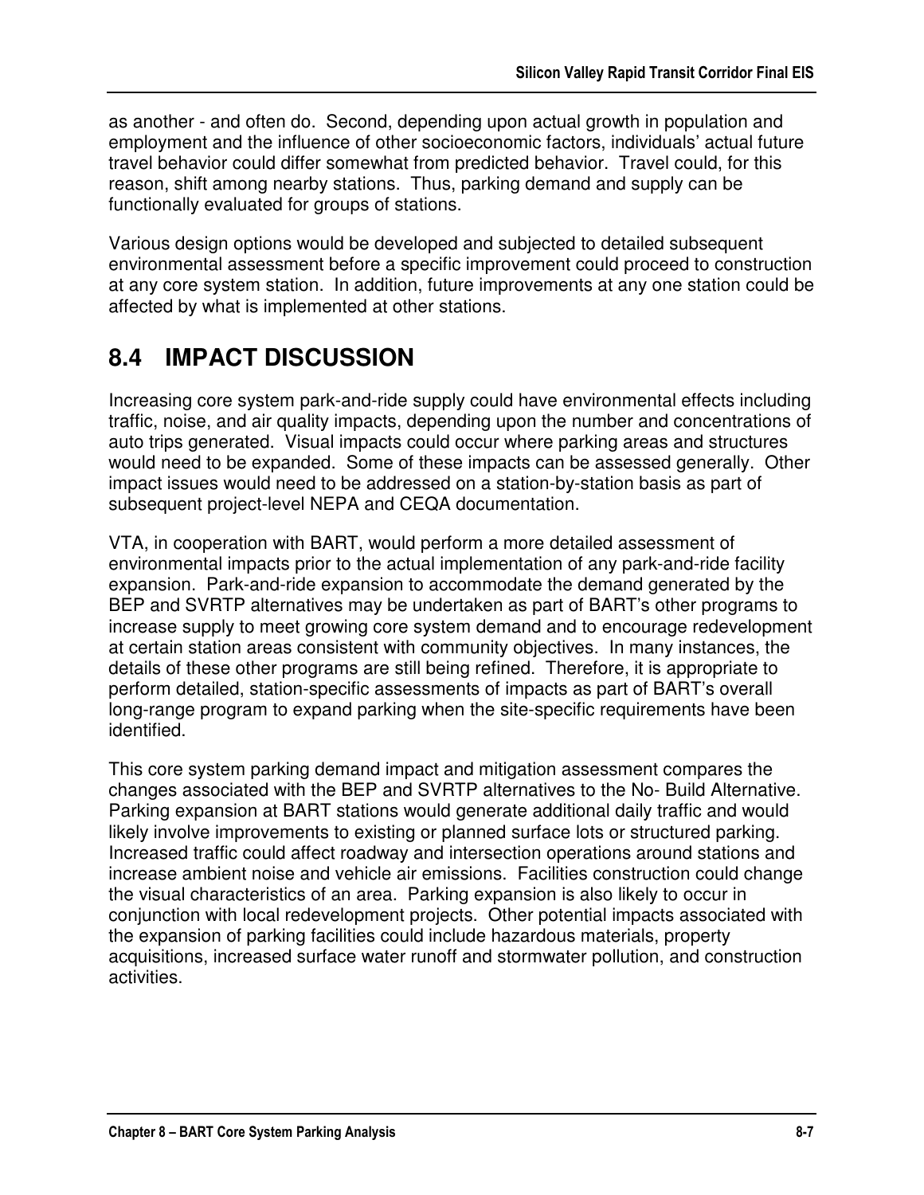as another - and often do. Second, depending upon actual growth in population and employment and the influence of other socioeconomic factors, individuals' actual future travel behavior could differ somewhat from predicted behavior. Travel could, for this reason, shift among nearby stations. Thus, parking demand and supply can be functionally evaluated for groups of stations.

Various design options would be developed and subjected to detailed subsequent environmental assessment before a specific improvement could proceed to construction at any core system station. In addition, future improvements at any one station could be affected by what is implemented at other stations.

## 8.4 IMPACT DISCUSSION

Increasing core system park-and-ride supply could have environmental effects including traffic, noise, and air quality impacts, depending upon the number and concentrations of auto trips generated. Visual impacts could occur where parking areas and structures would need to be expanded. Some of these impacts can be assessed generally. Other impact issues would need to be addressed on a station-by-station basis as part of subsequent project-level NEPA and CEQA documentation.

VTA, in cooperation with BART, would perform a more detailed assessment of environmental impacts prior to the actual implementation of any park-and-ride facility expansion. Park-and-ride expansion to accommodate the demand generated by the BEP and SVRTP alternatives may be undertaken as part of BART's other programs to increase supply to meet growing core system demand and to encourage redevelopment at certain station areas consistent with community objectives. In many instances, the details of these other programs are still being refined. Therefore, it is appropriate to perform detailed, station-specific assessments of impacts as part of BART's overall long-range program to expand parking when the site-specific requirements have been identified.

This core system parking demand impact and mitigation assessment compares the changes associated with the BEP and SVRTP alternatives to the No- Build Alternative. Parking expansion at BART stations would generate additional daily traffic and would likely involve improvements to existing or planned surface lots or structured parking. Increased traffic could affect roadway and intersection operations around stations and increase ambient noise and vehicle air emissions. Facilities construction could change the visual characteristics of an area. Parking expansion is also likely to occur in conjunction with local redevelopment projects. Other potential impacts associated with the expansion of parking facilities could include hazardous materials, property acquisitions, increased surface water runoff and stormwater pollution, and construction activities.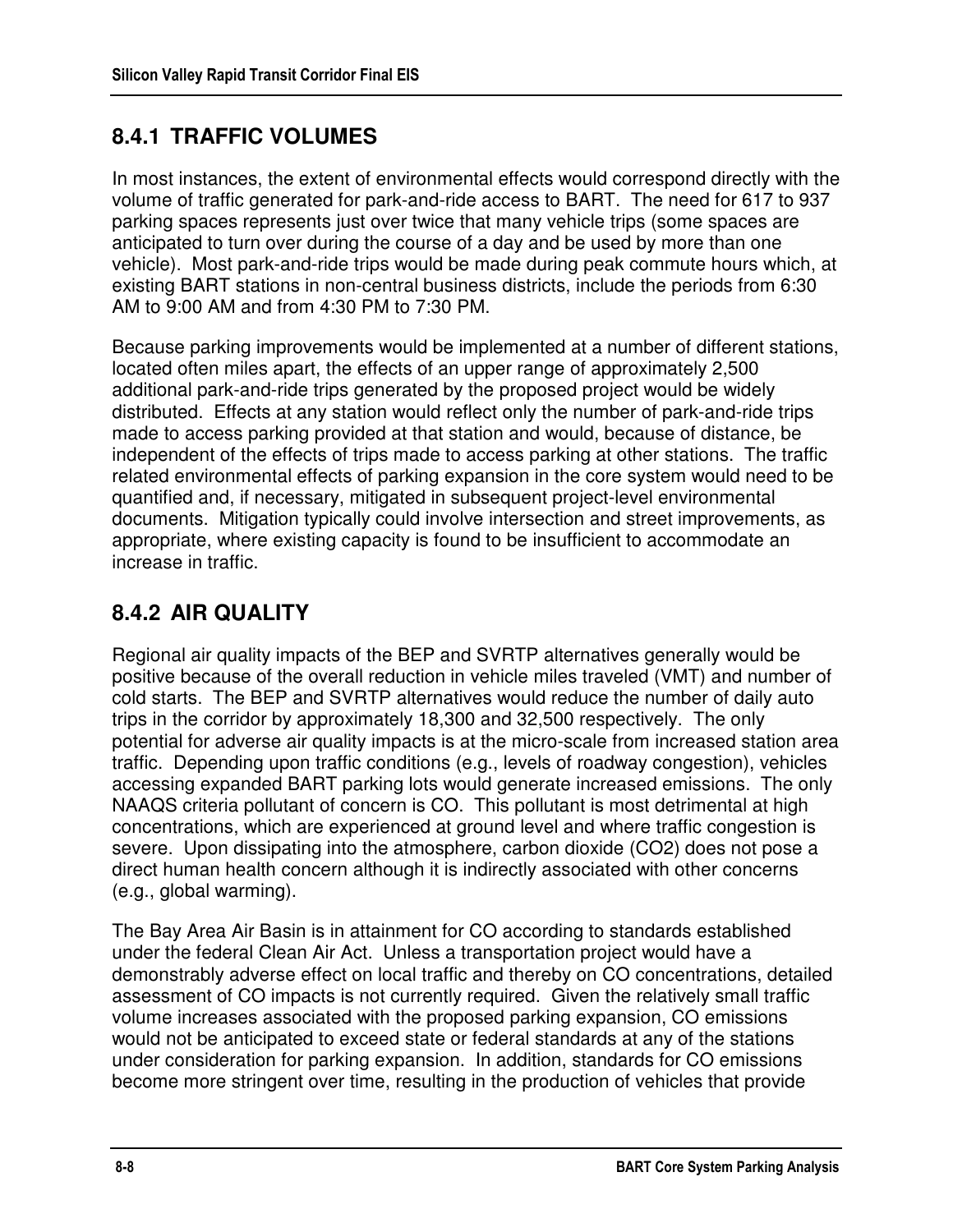## 8.4.1 TRAFFIC VOLUMES

In most instances, the extent of environmental effects would correspond directly with the volume of traffic generated for park-and-ride access to BART. The need for 617 to 937 parking spaces represents just over twice that many vehicle trips (some spaces are anticipated to turn over during the course of a day and be used by more than one vehicle). Most park-and-ride trips would be made during peak commute hours which, at existing BART stations in non-central business districts, include the periods from 6:30 AM to 9:00 AM and from 4:30 PM to 7:30 PM.

Because parking improvements would be implemented at a number of different stations, located often miles apart, the effects of an upper range of approximately 2,500 additional park-and-ride trips generated by the proposed project would be widely distributed. Effects at any station would reflect only the number of park-and-ride trips made to access parking provided at that station and would, because of distance, be independent of the effects of trips made to access parking at other stations. The traffic related environmental effects of parking expansion in the core system would need to be quantified and, if necessary, mitigated in subsequent project-level environmental documents. Mitigation typically could involve intersection and street improvements, as appropriate, where existing capacity is found to be insufficient to accommodate an increase in traffic.

## 8.4.2 AIR QUALITY

Regional air quality impacts of the BEP and SVRTP alternatives generally would be positive because of the overall reduction in vehicle miles traveled (VMT) and number of cold starts. The BEP and SVRTP alternatives would reduce the number of daily auto trips in the corridor by approximately 18,300 and 32,500 respectively. The only potential for adverse air quality impacts is at the micro-scale from increased station area traffic. Depending upon traffic conditions (e.g., levels of roadway congestion), vehicles accessing expanded BART parking lots would generate increased emissions. The only NAAQS criteria pollutant of concern is CO. This pollutant is most detrimental at high concentrations, which are experienced at ground level and where traffic congestion is severe. Upon dissipating into the atmosphere, carbon dioxide ($CO_2$) does not pose a direct human health concern although it is indirectly associated with other concerns (e.g., global warming).

The Bay Area Air Basin is in attainment for CO according to standards established under the federal Clean Air Act. Unless a transportation project would have a demonstrably adverse effect on local traffic and thereby on CO concentrations, detailed assessment of CO impacts is not currently required. Given the relatively small traffic volume increases associated with the proposed parking expansion, CO emissions would not be anticipated to exceed state or federal standards at any of the stations under consideration for parking expansion. In addition, standards for CO emissions become more stringent over time, resulting in the production of vehicles that provide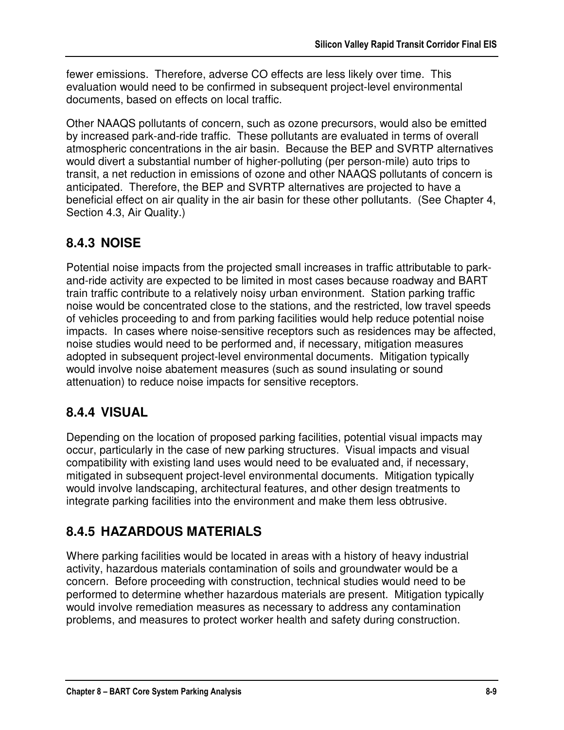fewer emissions. Therefore, adverse CO effects are less likely over time. This evaluation would need to be confirmed in subsequent project-level environmental documents, based on effects on local traffic.

Other NAAQS pollutants of concern, such as ozone precursors, would also be emitted by increased park-and-ride traffic. These pollutants are evaluated in terms of overall atmospheric concentrations in the air basin. Because the BEP and SVRTP alternatives would divert a substantial number of higher-polluting (per person-mile) auto trips to transit, a net reduction in emissions of ozone and other NAAQS pollutants of concern is anticipated. Therefore, the BEP and SVRTP alternatives are projected to have a beneficial effect on air quality in the air basin for these other pollutants. (See Chapter 4, Section 4.3, Air Quality.)

### 8.4.3 NOISE

Potential noise impacts from the projected small increases in traffic attributable to park-and-ride activity are expected to be limited in most cases because roadway and BART train traffic contribute to a relatively noisy urban environment. Station parking traffic noise would be concentrated close to the stations, and the restricted, low travel speeds of vehicles proceeding to and from parking facilities would help reduce potential noise impacts. In cases where noise-sensitive receptors such as residences may be affected, noise studies would need to be performed and, if necessary, mitigation measures adopted in subsequent project-level environmental documents. Mitigation typically would involve noise abatement measures (such as sound insulating or sound attenuation) to reduce noise impacts for sensitive receptors.

### 8.4.4 VISUAL

Depending on the location of proposed parking facilities, potential visual impacts may occur, particularly in the case of new parking structures. Visual impacts and visual compatibility with existing land uses would need to be evaluated and, if necessary, mitigated in subsequent project-level environmental documents. Mitigation typically would involve landscaping, architectural features, and other design treatments to integrate parking facilities into the environment and make them less obtrusive.

### 8.4.5 HAZARDOUS MATERIALS

Where parking facilities would be located in areas with a history of heavy industrial activity, hazardous materials contamination of soils and groundwater would be a concern. Before proceeding with construction, technical studies would need to be performed to determine whether hazardous materials are present. Mitigation typically would involve remediation measures as necessary to address any contamination problems, and measures to protect worker health and safety during construction.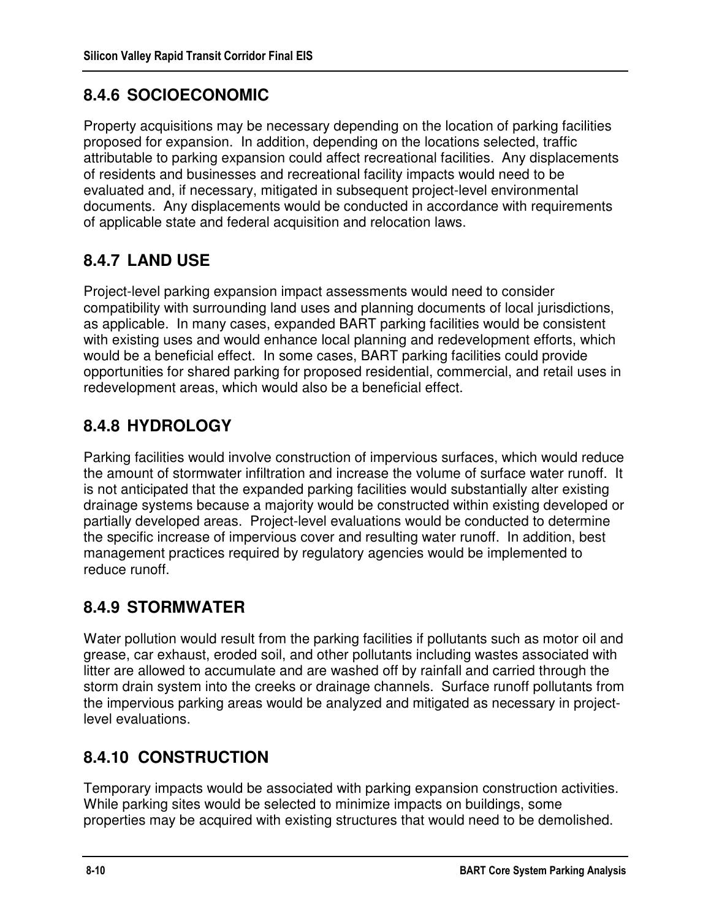## 8.4.6 SOCIOECONOMIC

Property acquisitions may be necessary depending on the location of parking facilities proposed for expansion. In addition, depending on the locations selected, traffic attributable to parking expansion could affect recreational facilities. Any displacements of residents and businesses and recreational facility impacts would need to be evaluated and, if necessary, mitigated in subsequent project-level environmental documents. Any displacements would be conducted in accordance with requirements of applicable state and federal acquisition and relocation laws.

## 8.4.7 LAND USE

Project-level parking expansion impact assessments would need to consider compatibility with surrounding land uses and planning documents of local jurisdictions, as applicable. In many cases, expanded BART parking facilities would be consistent with existing uses and would enhance local planning and redevelopment efforts, which would be a beneficial effect. In some cases, BART parking facilities could provide opportunities for shared parking for proposed residential, commercial, and retail uses in redevelopment areas, which would also be a beneficial effect.

## 8.4.8 HYDROLOGY

Parking facilities would involve construction of impervious surfaces, which would reduce the amount of stormwater infiltration and increase the volume of surface water runoff. It is not anticipated that the expanded parking facilities would substantially alter existing drainage systems because a majority would be constructed within existing developed or partially developed areas. Project-level evaluations would be conducted to determine the specific increase of impervious cover and resulting water runoff. In addition, best management practices required by regulatory agencies would be implemented to reduce runoff.

## 8.4.9 STORMWATER

Water pollution would result from the parking facilities if pollutants such as motor oil and grease, car exhaust, eroded soil, and other pollutants including wastes associated with litter are allowed to accumulate and are washed off by rainfall and carried through the storm drain system into the creeks or drainage channels. Surface runoff pollutants from the impervious parking areas would be analyzed and mitigated as necessary in project-level evaluations.

## 8.4.10 CONSTRUCTION

Temporary impacts would be associated with parking expansion construction activities. While parking sites would be selected to minimize impacts on buildings, some properties may be acquired with existing structures that would need to be demolished.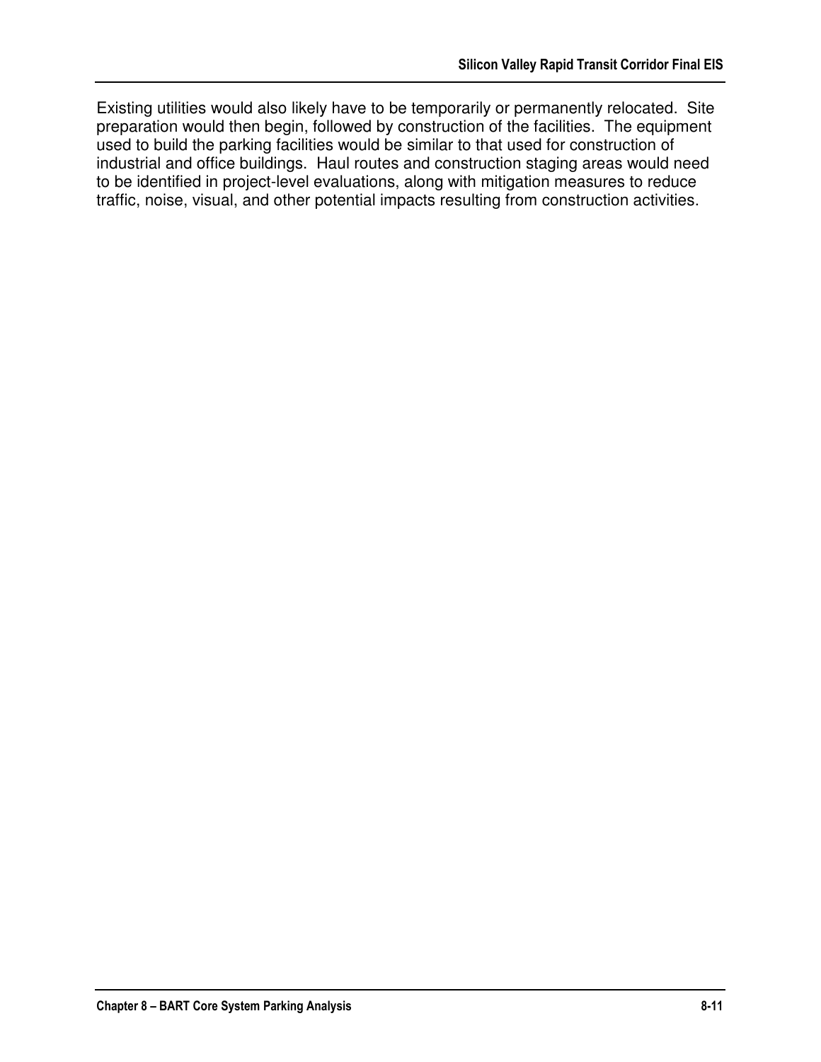Existing utilities would also likely have to be temporarily or permanently relocated. Site preparation would then begin, followed by construction of the facilities. The equipment used to build the parking facilities would be similar to that used for construction of industrial and office buildings. Haul routes and construction staging areas would need to be identified in project-level evaluations, along with mitigation measures to reduce traffic, noise, visual, and other potential impacts resulting from construction activities.